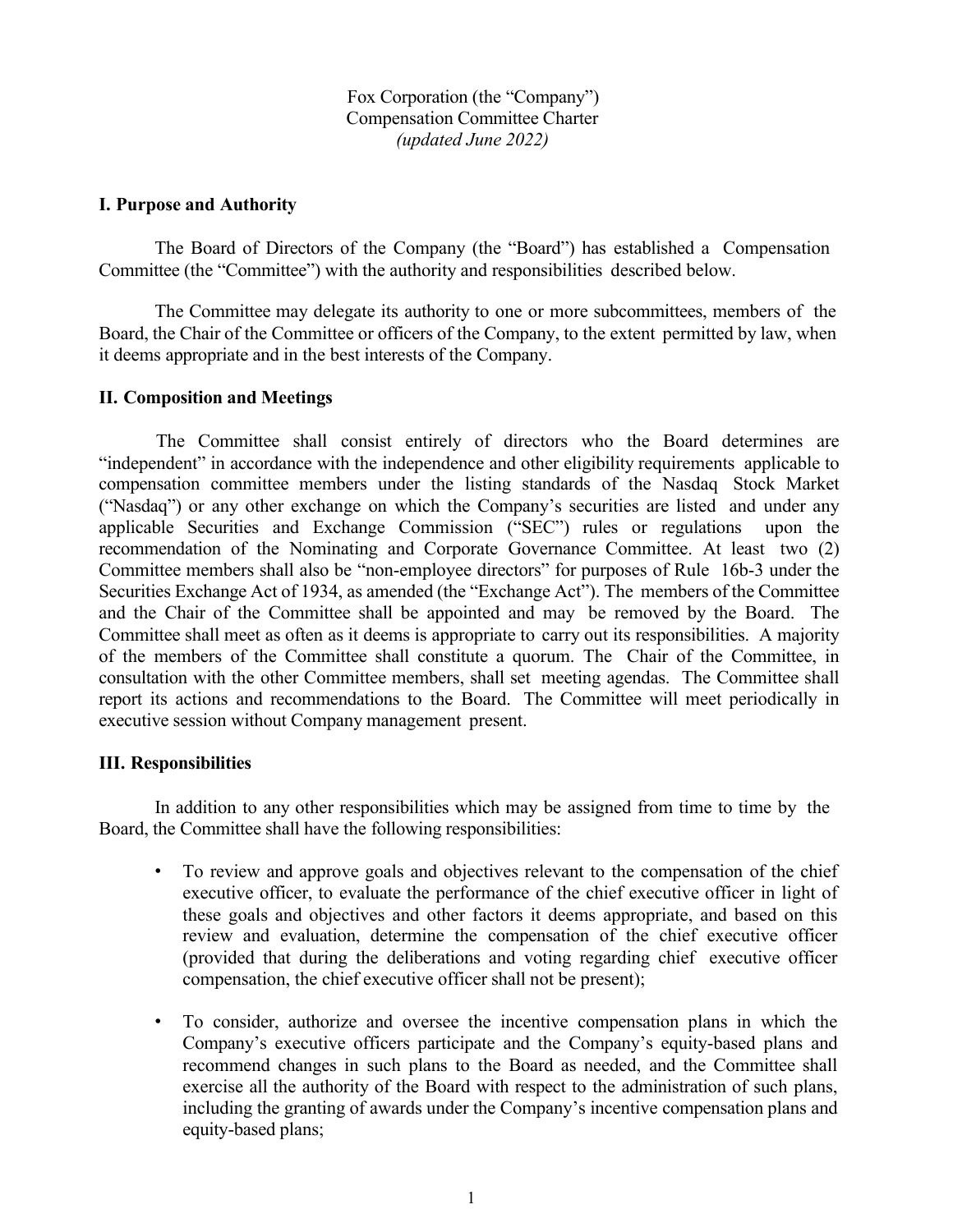Fox Corporation (the "Company")
Compensation Committee Charter
*(updated June 2022)*

## I. Purpose and Authority

The Board of Directors of the Company (the "Board") has established a Compensation Committee (the "Committee") with the authority and responsibilities described below.

The Committee may delegate its authority to one or more subcommittees, members of the Board, the Chair of the Committee or officers of the Company, to the extent permitted by law, when it deems appropriate and in the best interests of the Company.

## II. Composition and Meetings

The Committee shall consist entirely of directors who the Board determines are "independent" in accordance with the independence and other eligibility requirements applicable to compensation committee members under the listing standards of the Nasdaq Stock Market ("Nasdaq") or any other exchange on which the Company's securities are listed and under any applicable Securities and Exchange Commission ("SEC") rules or regulations upon the recommendation of the Nominating and Corporate Governance Committee. At least two (2) Committee members shall also be "non-employee directors" for purposes of Rule 16b-3 under the Securities Exchange Act of 1934, as amended (the "Exchange Act"). The members of the Committee and the Chair of the Committee shall be appointed and may be removed by the Board. The Committee shall meet as often as it deems is appropriate to carry out its responsibilities. A majority of the members of the Committee shall constitute a quorum. The Chair of the Committee, in consultation with the other Committee members, shall set meeting agendas. The Committee shall report its actions and recommendations to the Board. The Committee will meet periodically in executive session without Company management present.

## III. Responsibilities

In addition to any other responsibilities which may be assigned from time to time by the Board, the Committee shall have the following responsibilities:

- To review and approve goals and objectives relevant to the compensation of the chief executive officer, to evaluate the performance of the chief executive officer in light of these goals and objectives and other factors it deems appropriate, and based on this review and evaluation, determine the compensation of the chief executive officer (provided that during the deliberations and voting regarding chief executive officer compensation, the chief executive officer shall not be present);
- To consider, authorize and oversee the incentive compensation plans in which the Company's executive officers participate and the Company's equity-based plans and recommend changes in such plans to the Board as needed, and the Committee shall exercise all the authority of the Board with respect to the administration of such plans, including the granting of awards under the Company's incentive compensation plans and equity-based plans;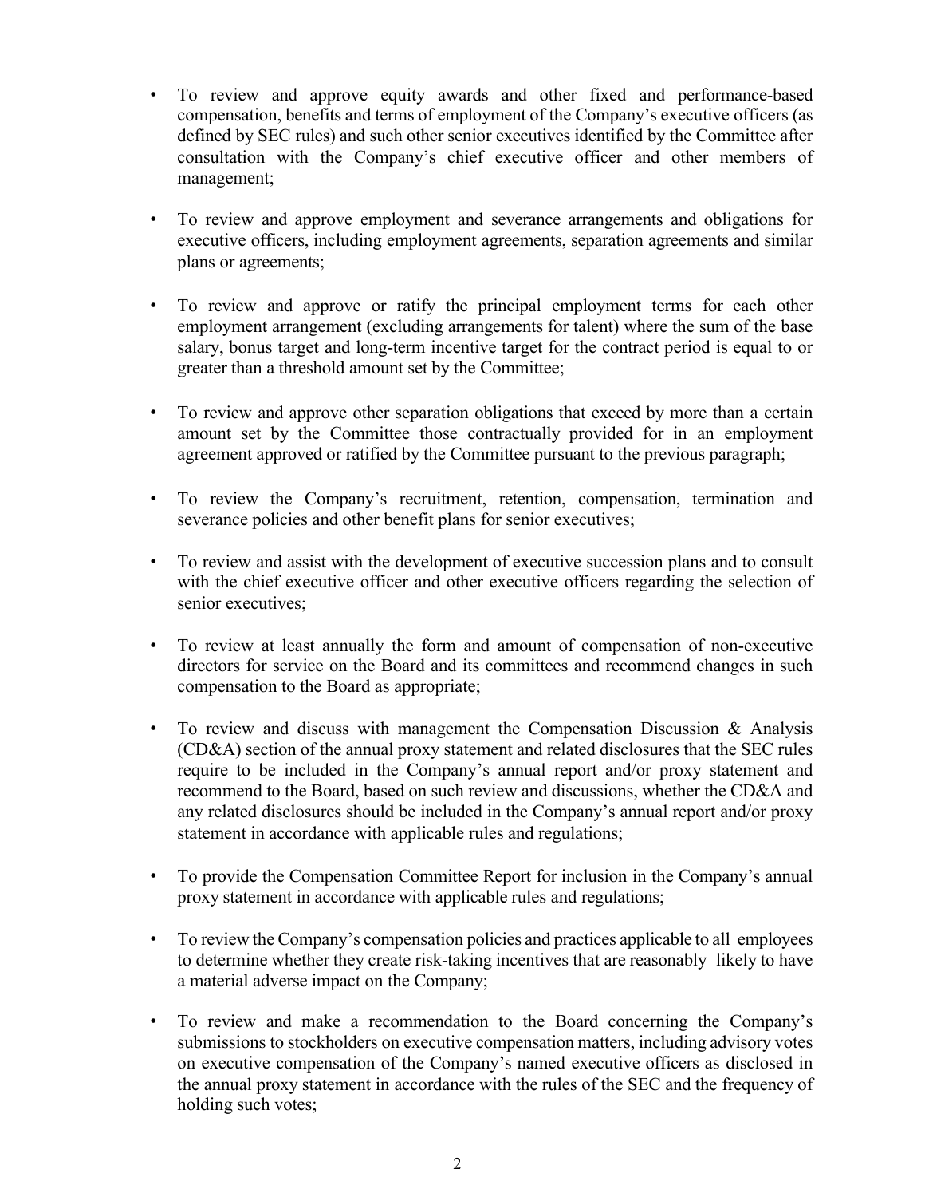- To review and approve equity awards and other fixed and performance-based compensation, benefits and terms of employment of the Company's executive officers (as defined by SEC rules) and such other senior executives identified by the Committee after consultation with the Company's chief executive officer and other members of management;

- To review and approve employment and severance arrangements and obligations for executive officers, including employment agreements, separation agreements and similar plans or agreements;

- To review and approve or ratify the principal employment terms for each other employment arrangement (excluding arrangements for talent) where the sum of the base salary, bonus target and long-term incentive target for the contract period is equal to or greater than a threshold amount set by the Committee;

- To review and approve other separation obligations that exceed by more than a certain amount set by the Committee those contractually provided for in an employment agreement approved or ratified by the Committee pursuant to the previous paragraph;

- To review the Company's recruitment, retention, compensation, termination and severance policies and other benefit plans for senior executives;

- To review and assist with the development of executive succession plans and to consult with the chief executive officer and other executive officers regarding the selection of senior executives;

- To review at least annually the form and amount of compensation of non-executive directors for service on the Board and its committees and recommend changes in such compensation to the Board as appropriate;

- To review and discuss with management the Compensation Discussion & Analysis (CD&A) section of the annual proxy statement and related disclosures that the SEC rules require to be included in the Company's annual report and/or proxy statement and recommend to the Board, based on such review and discussions, whether the CD&A and any related disclosures should be included in the Company's annual report and/or proxy statement in accordance with applicable rules and regulations;

- To provide the Compensation Committee Report for inclusion in the Company's annual proxy statement in accordance with applicable rules and regulations;

- To review the Company's compensation policies and practices applicable to all employees to determine whether they create risk-taking incentives that are reasonably likely to have a material adverse impact on the Company;

- To review and make a recommendation to the Board concerning the Company's submissions to stockholders on executive compensation matters, including advisory votes on executive compensation of the Company's named executive officers as disclosed in the annual proxy statement in accordance with the rules of the SEC and the frequency of holding such votes;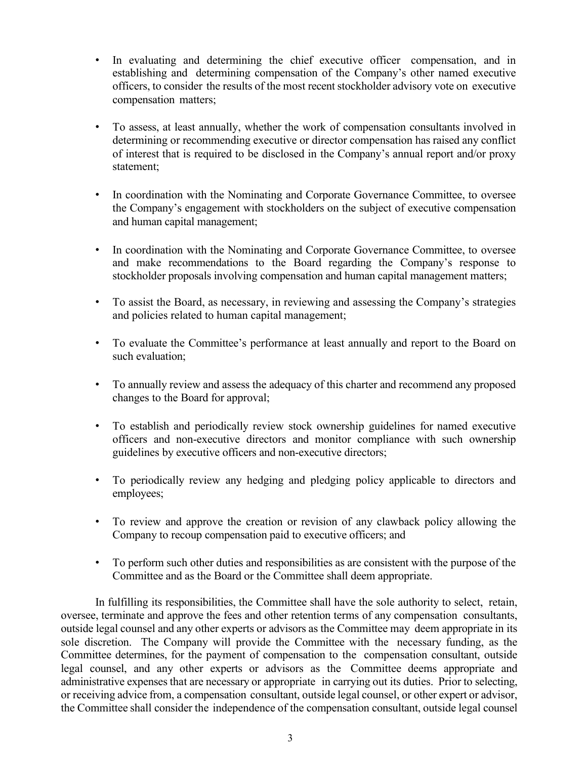- In evaluating and determining the chief executive officer compensation, and in establishing and determining compensation of the Company's other named executive officers, to consider the results of the most recent stockholder advisory vote on executive compensation matters;

- To assess, at least annually, whether the work of compensation consultants involved in determining or recommending executive or director compensation has raised any conflict of interest that is required to be disclosed in the Company's annual report and/or proxy statement;

- In coordination with the Nominating and Corporate Governance Committee, to oversee the Company's engagement with stockholders on the subject of executive compensation and human capital management;

- In coordination with the Nominating and Corporate Governance Committee, to oversee and make recommendations to the Board regarding the Company's response to stockholder proposals involving compensation and human capital management matters;

- To assist the Board, as necessary, in reviewing and assessing the Company's strategies and policies related to human capital management;

- To evaluate the Committee's performance at least annually and report to the Board on such evaluation;

- To annually review and assess the adequacy of this charter and recommend any proposed changes to the Board for approval;

- To establish and periodically review stock ownership guidelines for named executive officers and non-executive directors and monitor compliance with such ownership guidelines by executive officers and non-executive directors;

- To periodically review any hedging and pledging policy applicable to directors and employees;

- To review and approve the creation or revision of any clawback policy allowing the Company to recoup compensation paid to executive officers; and

- To perform such other duties and responsibilities as are consistent with the purpose of the Committee and as the Board or the Committee shall deem appropriate.

In fulfilling its responsibilities, the Committee shall have the sole authority to select, retain, oversee, terminate and approve the fees and other retention terms of any compensation consultants, outside legal counsel and any other experts or advisors as the Committee may deem appropriate in its sole discretion. The Company will provide the Committee with the necessary funding, as the Committee determines, for the payment of compensation to the compensation consultant, outside legal counsel, and any other experts or advisors as the Committee deems appropriate and administrative expenses that are necessary or appropriate in carrying out its duties. Prior to selecting, or receiving advice from, a compensation consultant, outside legal counsel, or other expert or advisor, the Committee shall consider the independence of the compensation consultant, outside legal counsel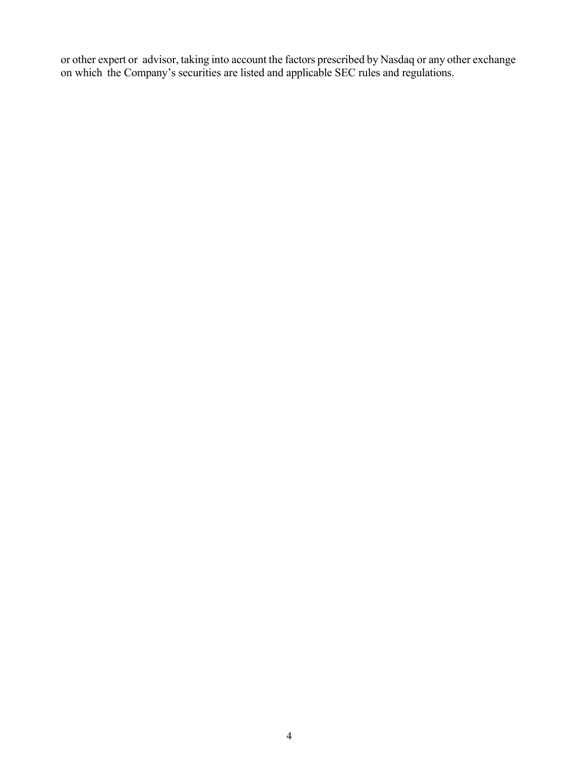or other expert or advisor, taking into account the factors prescribed by Nasdaq or any other exchange on which the Company's securities are listed and applicable SEC rules and regulations.